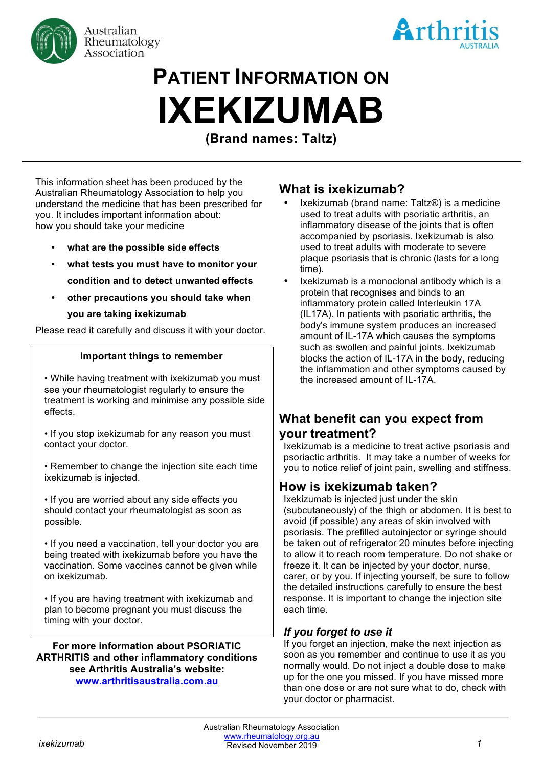Australian Rheumatology Association

Arthritis AUSTRALIA

# PATIENT INFORMATION ON IXEKIZUMAB

**(Brand names: Taltz)**

This information sheet has been produced by the Australian Rheumatology Association to help you understand the medicine that has been prescribed for you. It includes important information about:
how you should take your medicine

- **what are the possible side effects**
- **what tests you must have to monitor your condition and to detect unwanted effects**
- **other precautions you should take when you are taking ixekizumab**

Please read it carefully and discuss it with your doctor.

**Important things to remember**

- While having treatment with ixekizumab you must see your rheumatologist regularly to ensure the treatment is working and minimise any possible side effects.
- If you stop ixekizumab for any reason you must contact your doctor.
- Remember to change the injection site each time ixekizumab is injected.
- If you are worried about any side effects you should contact your rheumatologist as soon as possible.
- If you need a vaccination, tell your doctor you are being treated with ixekizumab before you have the vaccination. Some vaccines cannot be given while on ixekizumab.
- If you are having treatment with ixekizumab and plan to become pregnant you must discuss the timing with your doctor.

**For more information about PSORIATIC ARTHRITIS and other inflammatory conditions see Arthritis Australia's website: [www.arthritisaustralia.com.au](http://www.arthritisaustralia.com.au)**

## What is ixekizumab?

- Ixekizumab (brand name: Taltz®) is a medicine used to treat adults with psoriatic arthritis, an inflammatory disease of the joints that is often accompanied by psoriasis. Ixekizumab is also used to treat adults with moderate to severe plaque psoriasis that is chronic (lasts for a long time).
- Ixekizumab is a monoclonal antibody which is a protein that recognises and binds to an inflammatory protein called Interleukin 17A (IL17A). In patients with psoriatic arthritis, the body's immune system produces an increased amount of IL-17A which causes the symptoms such as swollen and painful joints. Ixekizumab blocks the action of IL-17A in the body, reducing the inflammation and other symptoms caused by the increased amount of IL-17A.

## What benefit can you expect from your treatment?

Ixekizumab is a medicine to treat active psoriasis and psoriactic arthritis. It may take a number of weeks for you to notice relief of joint pain, swelling and stiffness.

## How is ixekizumab taken?

Ixekizumab is injected just under the skin (subcutaneously) of the thigh or abdomen. It is best to avoid (if possible) any areas of skin involved with psoriasis. The prefilled autoinjector or syringe should be taken out of refrigerator 20 minutes before injecting to allow it to reach room temperature. Do not shake or freeze it. It can be injected by your doctor, nurse, carer, or by you. If injecting yourself, be sure to follow the detailed instructions carefully to ensure the best response. It is important to change the injection site each time.

### *If you forget to use it*

If you forget an injection, make the next injection as soon as you remember and continue to use it as you normally would. Do not inject a double dose to make up for the one you missed. If you have missed more than one dose or are not sure what to do, check with your doctor or pharmacist.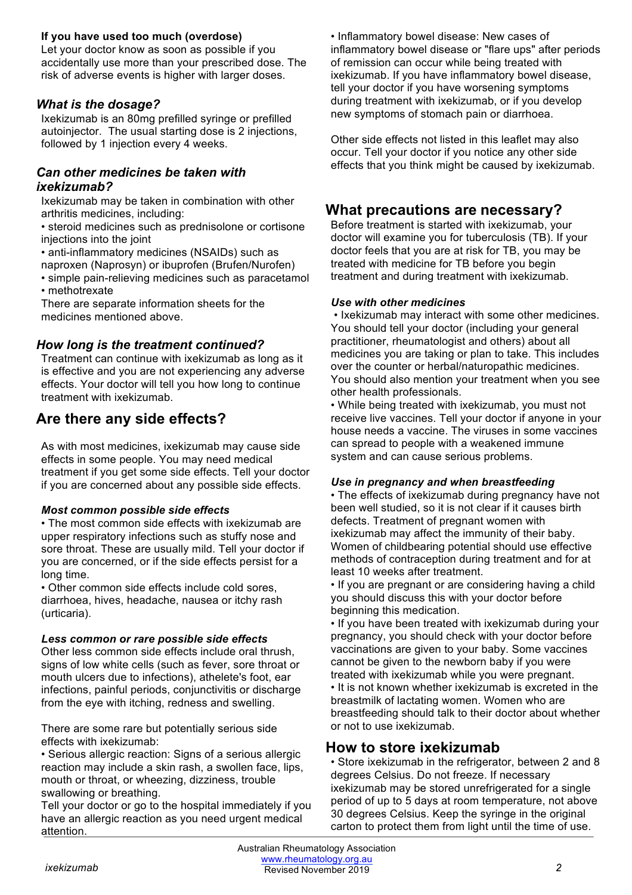#### If you have used too much (overdose)

Let your doctor know as soon as possible if you accidentally use more than your prescribed dose. The risk of adverse events is higher with larger doses.

### *What is the dosage?*

Ixekizumab is an 80mg prefilled syringe or prefilled autoinjector. The usual starting dose is 2 injections, followed by 1 injection every 4 weeks.

### *Can other medicines be taken with ixekizumab?*

Ixekizumab may be taken in combination with other arthritis medicines, including:

- steroid medicines such as prednisolone or cortisone injections into the joint
- anti-inflammatory medicines (NSAIDs) such as naproxen (Naprosyn) or ibuprofen (Brufen/Nurofen)
- simple pain-relieving medicines such as paracetamol
- methotrexate

There are separate information sheets for the medicines mentioned above.

### *How long is the treatment continued?*

Treatment can continue with ixekizumab as long as it is effective and you are not experiencing any adverse effects. Your doctor will tell you how long to continue treatment with ixekizumab.

## Are there any side effects?

As with most medicines, ixekizumab may cause side effects in some people. You may need medical treatment if you get some side effects. Tell your doctor if you are concerned about any possible side effects.

#### *Most common possible side effects*

- The most common side effects with ixekizumab are upper respiratory infections such as stuffy nose and sore throat. These are usually mild. Tell your doctor if you are concerned, or if the side effects persist for a long time.
- Other common side effects include cold sores, diarrhoea, hives, headache, nausea or itchy rash (urticaria).

#### *Less common or rare possible side effects*

Other less common side effects include oral thrush, signs of low white cells (such as fever, sore throat or mouth ulcers due to infections), athelete's foot, ear infections, painful periods, conjunctivitis or discharge from the eye with itching, redness and swelling.

There are some rare but potentially serious side effects with ixekizumab:

- Serious allergic reaction: Signs of a serious allergic reaction may include a skin rash, a swollen face, lips, mouth or throat, or wheezing, dizziness, trouble swallowing or breathing.

Tell your doctor or go to the hospital immediately if you have an allergic reaction as you need urgent medical attention.

- Inflammatory bowel disease: New cases of inflammatory bowel disease or "flare ups" after periods of remission can occur while being treated with ixekizumab. If you have inflammatory bowel disease, tell your doctor if you have worsening symptoms during treatment with ixekizumab, or if you develop new symptoms of stomach pain or diarrhoea.

Other side effects not listed in this leaflet may also occur. Tell your doctor if you notice any other side effects that you think might be caused by ixekizumab.

## What precautions are necessary?

Before treatment is started with ixekizumab, your doctor will examine you for tuberculosis (TB). If your doctor feels that you are at risk for TB, you may be treated with medicine for TB before you begin treatment and during treatment with ixekizumab.

#### *Use with other medicines*

- Ixekizumab may interact with some other medicines. You should tell your doctor (including your general practitioner, rheumatologist and others) about all medicines you are taking or plan to take. This includes over the counter or herbal/naturopathic medicines. You should also mention your treatment when you see other health professionals.
- While being treated with ixekizumab, you must not receive live vaccines. Tell your doctor if anyone in your house needs a vaccine. The viruses in some vaccines can spread to people with a weakened immune system and can cause serious problems.

#### *Use in pregnancy and when breastfeeding*

- The effects of ixekizumab during pregnancy have not been well studied, so it is not clear if it causes birth defects. Treatment of pregnant women with ixekizumab may affect the immunity of their baby. Women of childbearing potential should use effective methods of contraception during treatment and for at least 10 weeks after treatment.
- If you are pregnant or are considering having a child you should discuss this with your doctor before beginning this medication.
- If you have been treated with ixekizumab during your pregnancy, you should check with your doctor before vaccinations are given to your baby. Some vaccines cannot be given to the newborn baby if you were treated with ixekizumab while you were pregnant.
- It is not known whether ixekizumab is excreted in the breastmilk of lactating women. Women who are breastfeeding should talk to their doctor about whether or not to use ixekizumab.

## How to store ixekizumab

- Store ixekizumab in the refrigerator, between 2 and 8 degrees Celsius. Do not freeze. If necessary ixekizumab may be stored unrefrigerated for a single period of up to 5 days at room temperature, not above 30 degrees Celsius. Keep the syringe in the original carton to protect them from light until the time of use.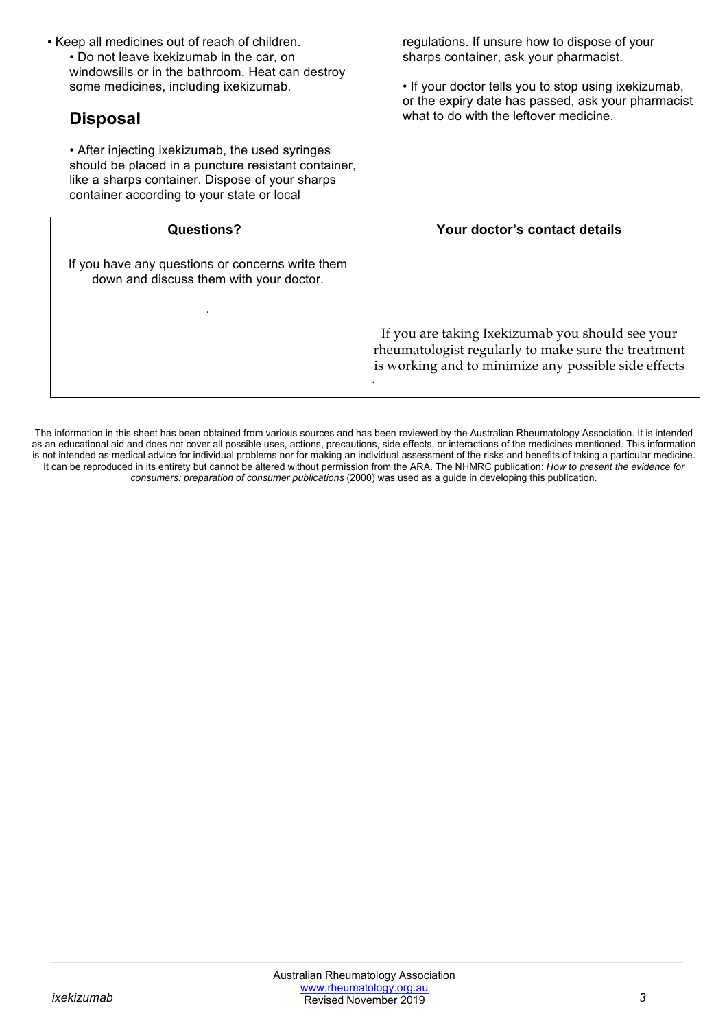- Keep all medicines out of reach of children.
- Do not leave ixekizumab in the car, on windowsills or in the bathroom. Heat can destroy some medicines, including ixekizumab.

## Disposal

- After injecting ixekizumab, the used syringes should be placed in a puncture resistant container, like a sharps container. Dispose of your sharps container according to your state or local regulations. If unsure how to dispose of your sharps container, ask your pharmacist.
- If your doctor tells you to stop using ixekizumab, or the expiry date has passed, ask your pharmacist what to do with the leftover medicine.

| Questions? | Your doctor's contact details |
| --- | --- |
| If you have any questions or concerns write them down and discuss them with your doctor. | If you are taking Ixekizumab you should see your rheumatologist regularly to make sure the treatment is working and to minimize any possible side effects |

The information in this sheet has been obtained from various sources and has been reviewed by the Australian Rheumatology Association. It is intended as an educational aid and does not cover all possible uses, actions, precautions, side effects, or interactions of the medicines mentioned. This information is not intended as medical advice for individual problems nor for making an individual assessment of the risks and benefits of taking a particular medicine. It can be reproduced in its entirety but cannot be altered without permission from the ARA. The NHMRC publication: *How to present the evidence for consumers: preparation of consumer publications* (2000) was used as a guide in developing this publication.